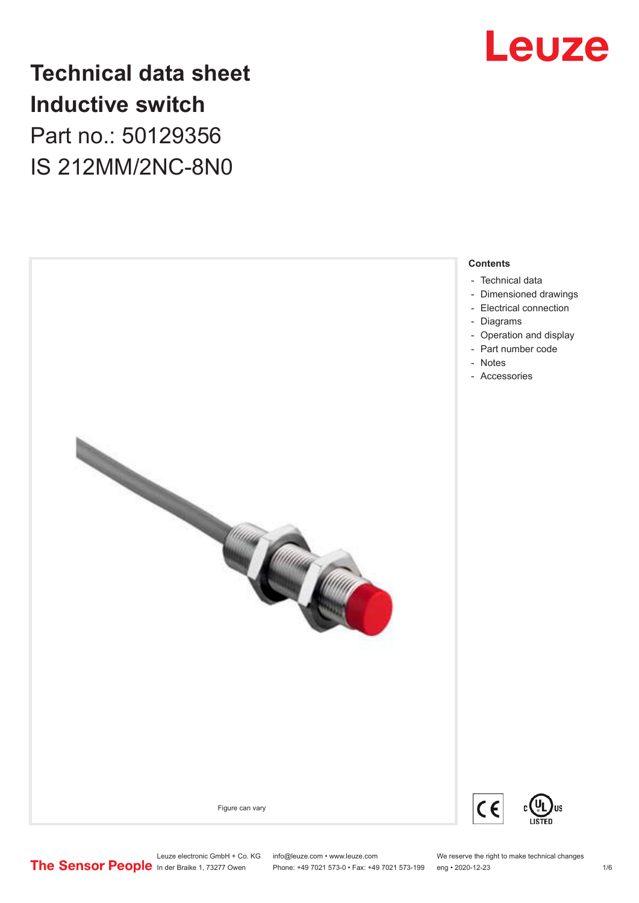# Technical data sheet
# Inductive switch

## Part no.: 50129356

## IS 212MM/2NC-8N0

Figure can vary

**Contents**

- Technical data
- Dimensioned drawings
- Electrical connection
- Diagrams
- Operation and display
- Part number code
- Notes
- Accessories

Leuze electronic GmbH + Co. KG
In der Braike 1, 73277 Owen

info@leuze.com • www.leuze.com
Phone: +49 7021 573-0 • Fax: +49 7021 573-199

We reserve the right to make technical changes
eng • 2020-12-23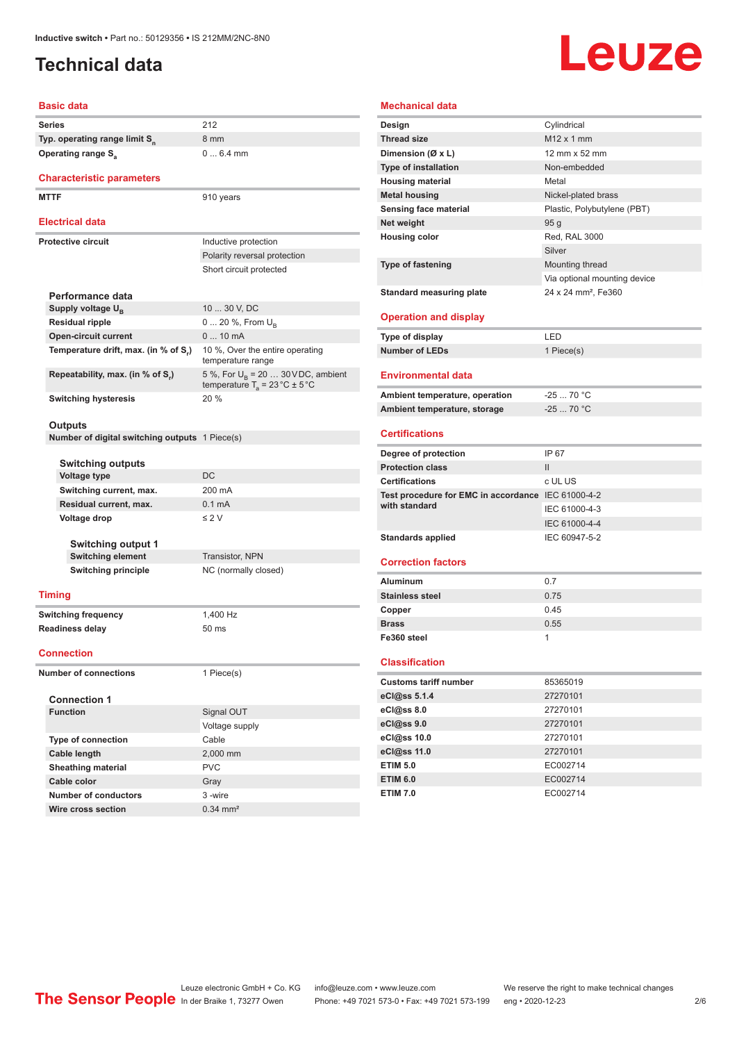# Technical data

## Basic data

| | |
|---|---|
| Series | 212 |
| Typ. operating range limit $S_n$ | 8 mm |
| Operating range $S_a$ | 0 ... 6.4 mm |

## Characteristic parameters

| | |
|---|---|
| MTTF | 910 years |

## Electrical data

| | |
|---|---|
| Protective circuit | Inductive protection |
| | Polarity reversal protection |
| | Short circuit protected |

### Performance data

| | |
|---|---|
| Supply voltage $U_B$ | 10 ... 30 V, DC |
| Residual ripple | 0 ... 20 %, From $U_B$ |
| Open-circuit current | 0 ... 10 mA |
| Temperature drift, max. (in % of $S_r$) | 10 %, Over the entire operating temperature range |
| Repeatability, max. (in % of $S_r$) | 5 %, For $U_B$ = 20 … 30 V DC, ambient temperature $T_a$ = 23 °C ± 5 °C |
| Switching hysteresis | 20 % |

### Outputs

| | |
|---|---|
| Number of digital switching outputs | 1 Piece(s) |

#### Switching outputs

| | |
|---|---|
| Voltage type | DC |
| Switching current, max. | 200 mA |
| Residual current, max. | 0.1 mA |
| Voltage drop | ≤ 2 V |

##### Switching output 1

| | |
|---|---|
| Switching element | Transistor, NPN |
| Switching principle | NC (normally closed) |

## Timing

| | |
|---|---|
| Switching frequency | 1,400 Hz |
| Readiness delay | 50 ms |

## Connection

| | |
|---|---|
| Number of connections | 1 Piece(s) |

### Connection 1

| | |
|---|---|
| Function | Signal OUT |
| | Voltage supply |
| Type of connection | Cable |
| Cable length | 2,000 mm |
| Sheathing material | PVC |
| Cable color | Gray |
| Number of conductors | 3 -wire |
| Wire cross section | 0.34 mm² |

## Mechanical data

| | |
|---|---|
| Design | Cylindrical |
| Thread size | M12 x 1 mm |
| Dimension (Ø x L) | 12 mm x 52 mm |
| Type of installation | Non-embedded |
| Housing material | Metal |
| Metal housing | Nickel-plated brass |
| Sensing face material | Plastic, Polybutylene (PBT) |
| Net weight | 95 g |
| Housing color | Red, RAL 3000 |
| | Silver |
| Type of fastening | Mounting thread |
| | Via optional mounting device |
| Standard measuring plate | 24 x 24 mm², Fe360 |

## Operation and display

| | |
|---|---|
| Type of display | LED |
| Number of LEDs | 1 Piece(s) |

## Environmental data

| | |
|---|---|
| Ambient temperature, operation | -25 ... 70 °C |
| Ambient temperature, storage | -25 ... 70 °C |

## Certifications

| | |
|---|---|
| Degree of protection | IP 67 |
| Protection class | II |
| Certifications | c UL US |
| Test procedure for EMC in accordance with standard | IEC 61000-4-2 |
| | IEC 61000-4-3 |
| | IEC 61000-4-4 |
| Standards applied | IEC 60947-5-2 |

## Correction factors

| | |
|---|---|
| Aluminum | 0.7 |
| Stainless steel | 0.75 |
| Copper | 0.45 |
| Brass | 0.55 |
| Fe360 steel | 1 |

## Classification

| | |
|---|---|
| Customs tariff number | 85365019 |
| eCl@ss 5.1.4 | 27270101 |
| eCl@ss 8.0 | 27270101 |
| eCl@ss 9.0 | 27270101 |
| eCl@ss 10.0 | 27270101 |
| eCl@ss 11.0 | 27270101 |
| ETIM 5.0 | EC002714 |
| ETIM 6.0 | EC002714 |
| ETIM 7.0 | EC002714 |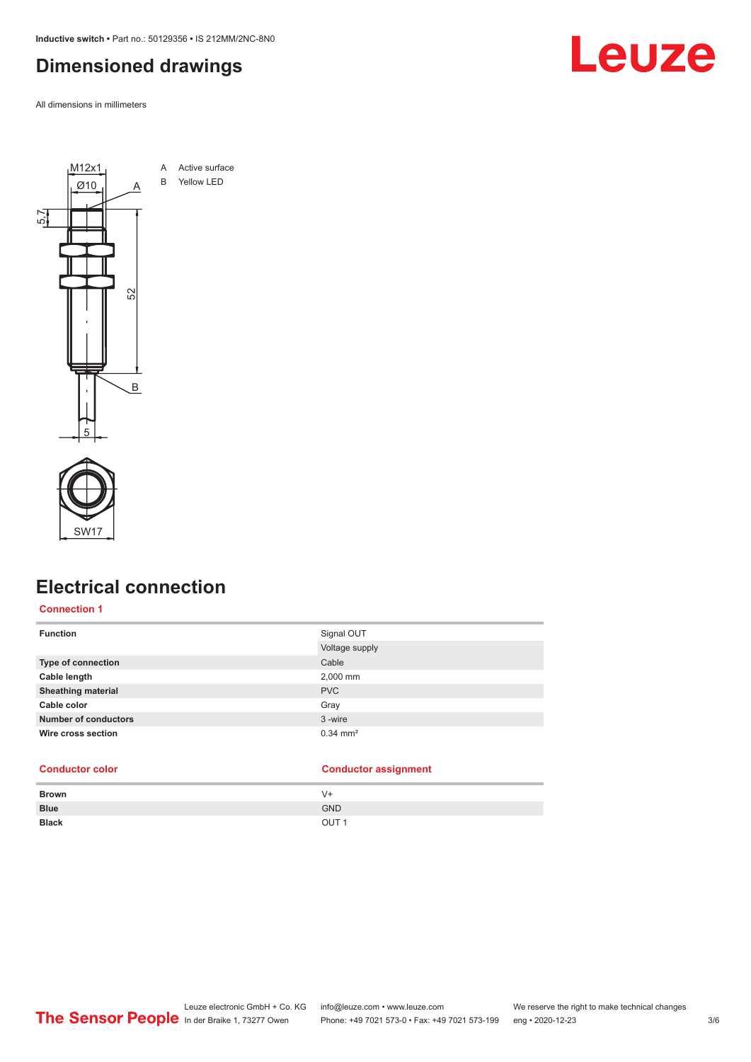# Dimensioned drawings

All dimensions in millimeters

A Active surface
B Yellow LED

# Electrical connection

## Connection 1

| | |
|---|---|
| **Function** | Signal OUT |
| | Voltage supply |
| **Type of connection** | Cable |
| **Cable length** | 2,000 mm |
| **Sheathing material** | PVC |
| **Cable color** | Gray |
| **Number of conductors** | 3 -wire |
| **Wire cross section** | 0.34 mm² |

| Conductor color | Conductor assignment |
|---|---|
| **Brown** | V+ |
| **Blue** | GND |
| **Black** | OUT 1 |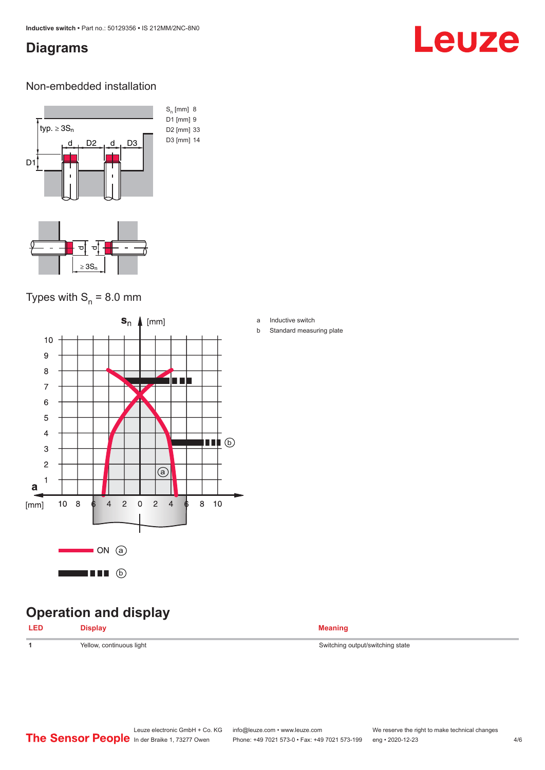# Diagrams

## Non-embedded installation

| | |
|---|---|
| $S_n$ [mm] | 8 |
| D1 [mm] | 9 |
| D2 [mm] | 33 |
| D3 [mm] | 14 |

## Types with $S_n$ = 8.0 mm

a Inductive switch

b Standard measuring plate

# Operation and display

| LED | Display | Meaning |
|---|---|---|
| 1 | Yellow, continuous light | Switching output/switching state |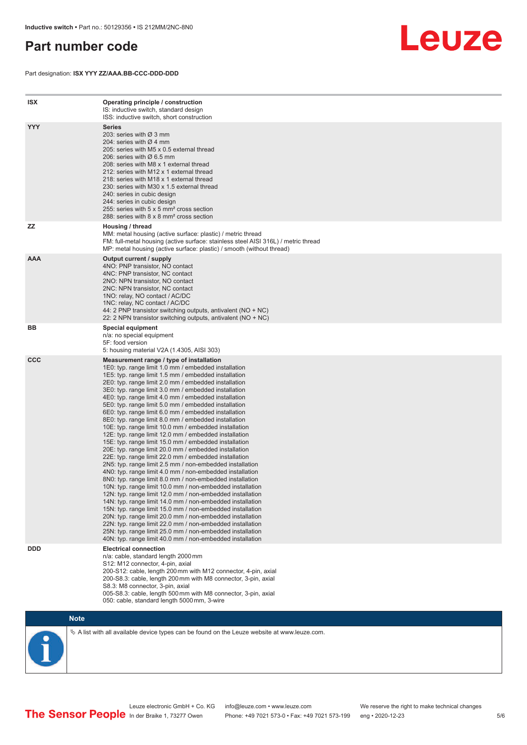# Part number code

Part designation: **ISX YYY ZZ/AAA.BB-CCC-DDD-DDD**

| | |
|---|---|
| **ISX** | **Operating principle / construction**<br>IS: inductive switch, standard design<br>ISS: inductive switch, short construction |
| **YYY** | **Series**<br>203: series with Ø 3 mm<br>204: series with Ø 4 mm<br>205: series with M5 x 0.5 external thread<br>206: series with Ø 6.5 mm<br>208: series with M8 x 1 external thread<br>212: series with M12 x 1 external thread<br>218: series with M18 x 1 external thread<br>230: series with M30 x 1.5 external thread<br>240: series in cubic design<br>244: series in cubic design<br>255: series with 5 x 5 mm² cross section<br>288: series with 8 x 8 mm² cross section |
| **ZZ** | **Housing / thread**<br>MM: metal housing (active surface: plastic) / metric thread<br>FM: full-metal housing (active surface: stainless steel AISI 316L) / metric thread<br>MP: metal housing (active surface: plastic) / smooth (without thread) |
| **AAA** | **Output current / supply**<br>4NO: PNP transistor, NO contact<br>4NC: PNP transistor, NC contact<br>2NO: NPN transistor, NO contact<br>2NC: NPN transistor, NC contact<br>1NO: relay, NO contact / AC/DC<br>1NC: relay, NC contact / AC/DC<br>44: 2 PNP transistor switching outputs, antivalent (NO + NC)<br>22: 2 NPN transistor switching outputs, antivalent (NO + NC) |
| **BB** | **Special equipment**<br>n/a: no special equipment<br>5F: food version<br>5: housing material V2A (1.4305, AISI 303) |
| **CCC** | **Measurement range / type of installation**<br>1E0: typ. range limit 1.0 mm / embedded installation<br>1E5: typ. range limit 1.5 mm / embedded installation<br>2E0: typ. range limit 2.0 mm / embedded installation<br>3E0: typ. range limit 3.0 mm / embedded installation<br>4E0: typ. range limit 4.0 mm / embedded installation<br>5E0: typ. range limit 5.0 mm / embedded installation<br>6E0: typ. range limit 6.0 mm / embedded installation<br>8E0: typ. range limit 8.0 mm / embedded installation<br>10E: typ. range limit 10.0 mm / embedded installation<br>12E: typ. range limit 12.0 mm / embedded installation<br>15E: typ. range limit 15.0 mm / embedded installation<br>20E: typ. range limit 20.0 mm / embedded installation<br>22E: typ. range limit 22.0 mm / embedded installation<br>2N5: typ. range limit 2.5 mm / non-embedded installation<br>4N0: typ. range limit 4.0 mm / non-embedded installation<br>8N0: typ. range limit 8.0 mm / non-embedded installation<br>10N: typ. range limit 10.0 mm / non-embedded installation<br>12N: typ. range limit 12.0 mm / non-embedded installation<br>14N: typ. range limit 14.0 mm / non-embedded installation<br>15N: typ. range limit 15.0 mm / non-embedded installation<br>20N: typ. range limit 20.0 mm / non-embedded installation<br>22N: typ. range limit 22.0 mm / non-embedded installation<br>25N: typ. range limit 25.0 mm / non-embedded installation<br>40N: typ. range limit 40.0 mm / non-embedded installation |
| **DDD** | **Electrical connection**<br>n/a: cable, standard length 2000 mm<br>S12: M12 connector, 4-pin, axial<br>200-S12: cable, length 200 mm with M12 connector, 4-pin, axial<br>200-S8.3: cable, length 200 mm with M8 connector, 3-pin, axial<br>S8.3: M8 connector, 3-pin, axial<br>005-S8.3: cable, length 500 mm with M8 connector, 3-pin, axial<br>050: cable, standard length 5000 mm, 3-wire |

**Note**

⚬ A list with all available device types can be found on the Leuze website at www.leuze.com.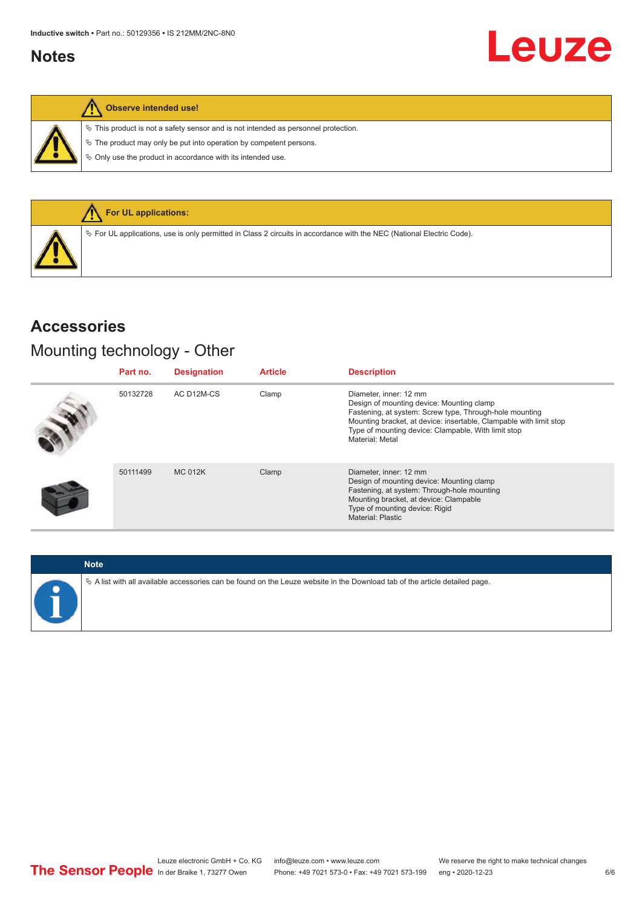# Notes

**Observe intended use!**

- ♦ This product is not a safety sensor and is not intended as personnel protection.
- ♦ The product may only be put into operation by competent persons.
- ♦ Only use the product in accordance with its intended use.

**For UL applications:**

- ♦ For UL applications, use is only permitted in Class 2 circuits in accordance with the NEC (National Electric Code).

# Accessories

## Mounting technology - Other

| | Part no. | Designation | Article | Description |
|---|---|---|---|---|
| | 50132728 | AC D12M-CS | Clamp | Diameter, inner: 12 mm<br>Design of mounting device: Mounting clamp<br>Fastening, at system: Screw type, Through-hole mounting<br>Mounting bracket, at device: insertable, Clampable with limit stop<br>Type of mounting device: Clampable, With limit stop<br>Material: Metal |
| | 50111499 | MC 012K | Clamp | Diameter, inner: 12 mm<br>Design of mounting device: Mounting clamp<br>Fastening, at system: Through-hole mounting<br>Mounting bracket, at device: Clampable<br>Type of mounting device: Rigid<br>Material: Plastic |

**Note**

- ♦ A list with all available accessories can be found on the Leuze website in the Download tab of the article detailed page.